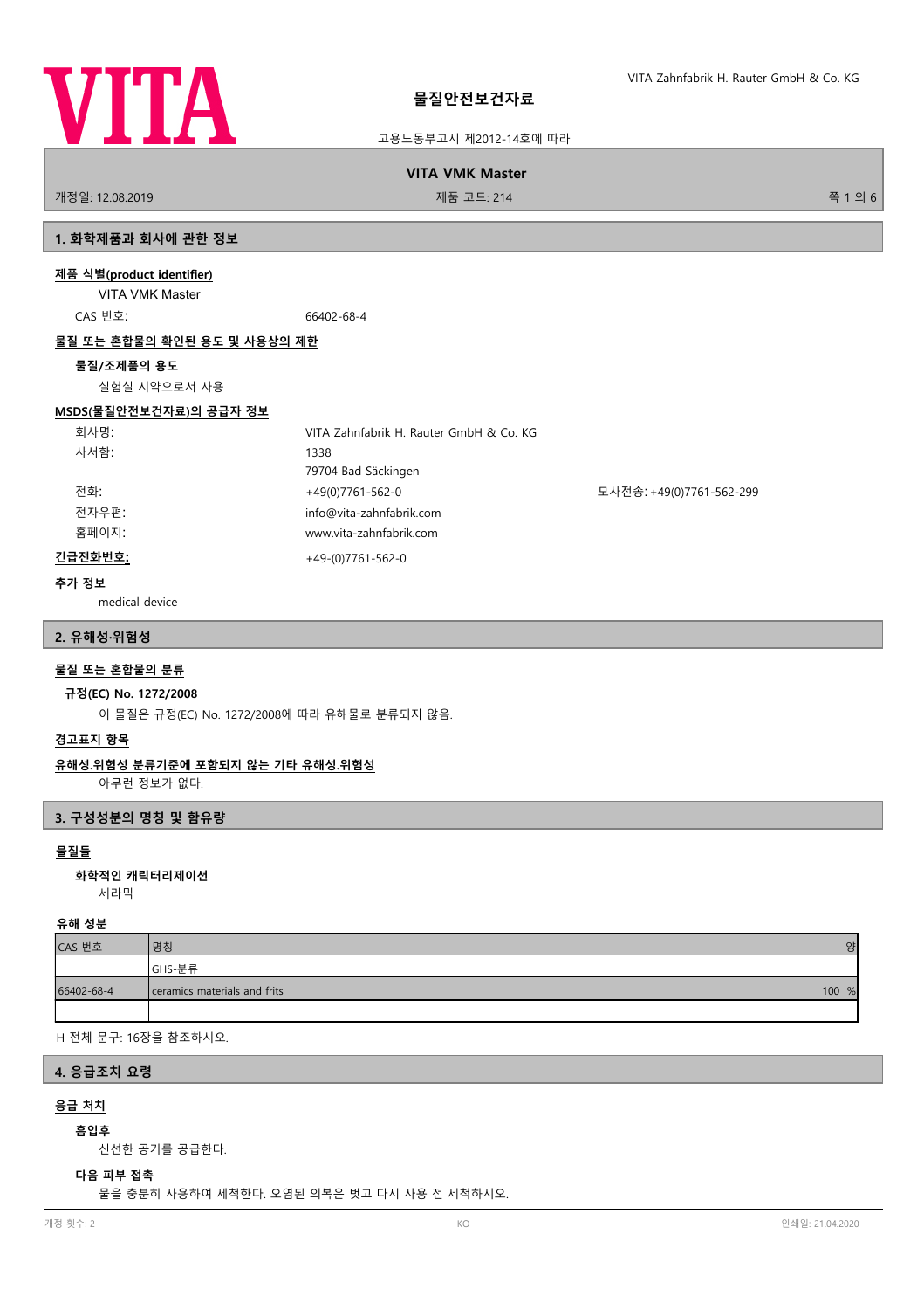# 물질안전보건자료

고용노동부고시 제2012-14호에 따라

**VITA VMK Master**

개정일: 12.08.2019 | 제품 코드: 214

## 1. 화학제품과 회사에 관한 정보

**제품 식별(product identifier)**

VITA VMK Master

CAS 번호: 66402-68-4

**물질 또는 혼합물의 확인된 용도 및 사용상의 제한**

**물질/조제품의 용도**

실험실 시약으로서 사용

**MSDS(물질안전보건자료)의 공급자 정보**

회사명: VITA Zahnfabrik H. Rauter GmbH & Co. KG

사서함: 1338

79704 Bad Säckingen

전화: +49(0)7761-562-0 모사전송: +49(0)7761-562-299

전자우편: info@vita-zahnfabrik.com

홈페이지: www.vita-zahnfabrik.com

**긴급전화번호:** +49-(0)7761-562-0

**추가 정보**

medical device

## 2. 유해성·위험성

**물질 또는 혼합물의 분류**

**규정(EC) No. 1272/2008**

이 물질은 규정(EC) No. 1272/2008에 따라 유해물로 분류되지 않음.

**경고표지 항목**

**유해성.위험성 분류기준에 포함되지 않는 기타 유해성.위험성**

아무런 정보가 없다.

## 3. 구성성분의 명칭 및 함유량

**물질들**

**화학적인 캐릭터리제이션**

세라믹

**유해 성분**

| CAS 번호 | 명칭 | 양 |
|---|---|---|
| | GHS-분류 | |
| 66402-68-4 | ceramics materials and frits | 100 % |
| | | |

H 전체 문구: 16장을 참조하시오.

## 4. 응급조치 요령

**응급 처치**

**흡입후**

신선한 공기를 공급한다.

**다음 피부 접촉**

물을 충분히 사용하여 세척한다. 오염된 의복은 벗고 다시 사용 전 세척하시오.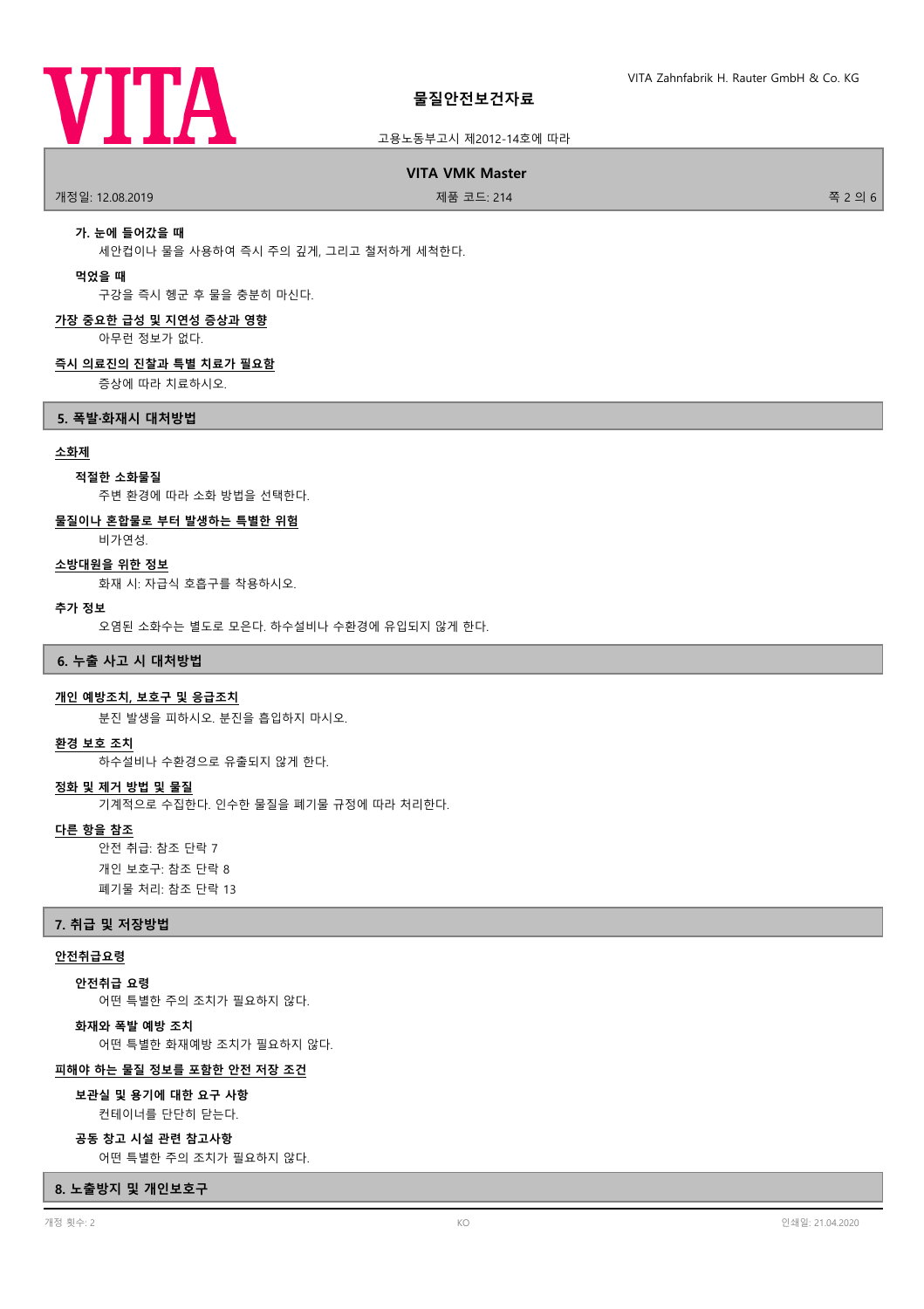### 가. 눈에 들어갔을 때

세안컵이나 물을 사용하여 즉시 주의 깊게, 그리고 철저하게 세척한다.

### 먹었을 때

구강을 즉시 헹군 후 물을 충분히 마신다.

**가장 중요한 급성 및 지연성 증상과 영향**

아무런 정보가 없다.

**즉시 의료진의 진찰과 특별 치료가 필요함**

증상에 따라 치료하시오.

## 5. 폭발·화재시 대처방법

**소화제**

### 적절한 소화물질

주변 환경에 따라 소화 방법을 선택한다.

**물질이나 혼합물로 부터 발생하는 특별한 위험**

비가연성.

**소방대원을 위한 정보**

화재 시: 자급식 호흡구를 착용하시오.

### 추가 정보

오염된 소화수는 별도로 모은다. 하수설비나 수환경에 유입되지 않게 한다.

## 6. 누출 사고 시 대처방법

**개인 예방조치, 보호구 및 응급조치**

분진 발생을 피하시오. 분진을 흡입하지 마시오.

**환경 보호 조치**

하수설비나 수환경으로 유출되지 않게 한다.

**정화 및 제거 방법 및 물질**

기계적으로 수집한다. 인수한 물질을 폐기물 규정에 따라 처리한다.

**다른 항을 참조**

안전 취급: 참조 단락 7
개인 보호구: 참조 단락 8
폐기물 처리: 참조 단락 13

## 7. 취급 및 저장방법

**안전취급요령**

### 안전취급 요령

어떤 특별한 주의 조치가 필요하지 않다.

### 화재와 폭발 예방 조치

어떤 특별한 화재예방 조치가 필요하지 않다.

**피해야 하는 물질 정보를 포함한 안전 저장 조건**

### 보관실 및 용기에 대한 요구 사항

컨테이너를 단단히 닫는다.

### 공동 창고 시설 관련 참고사항

어떤 특별한 주의 조치가 필요하지 않다.

## 8. 노출방지 및 개인보호구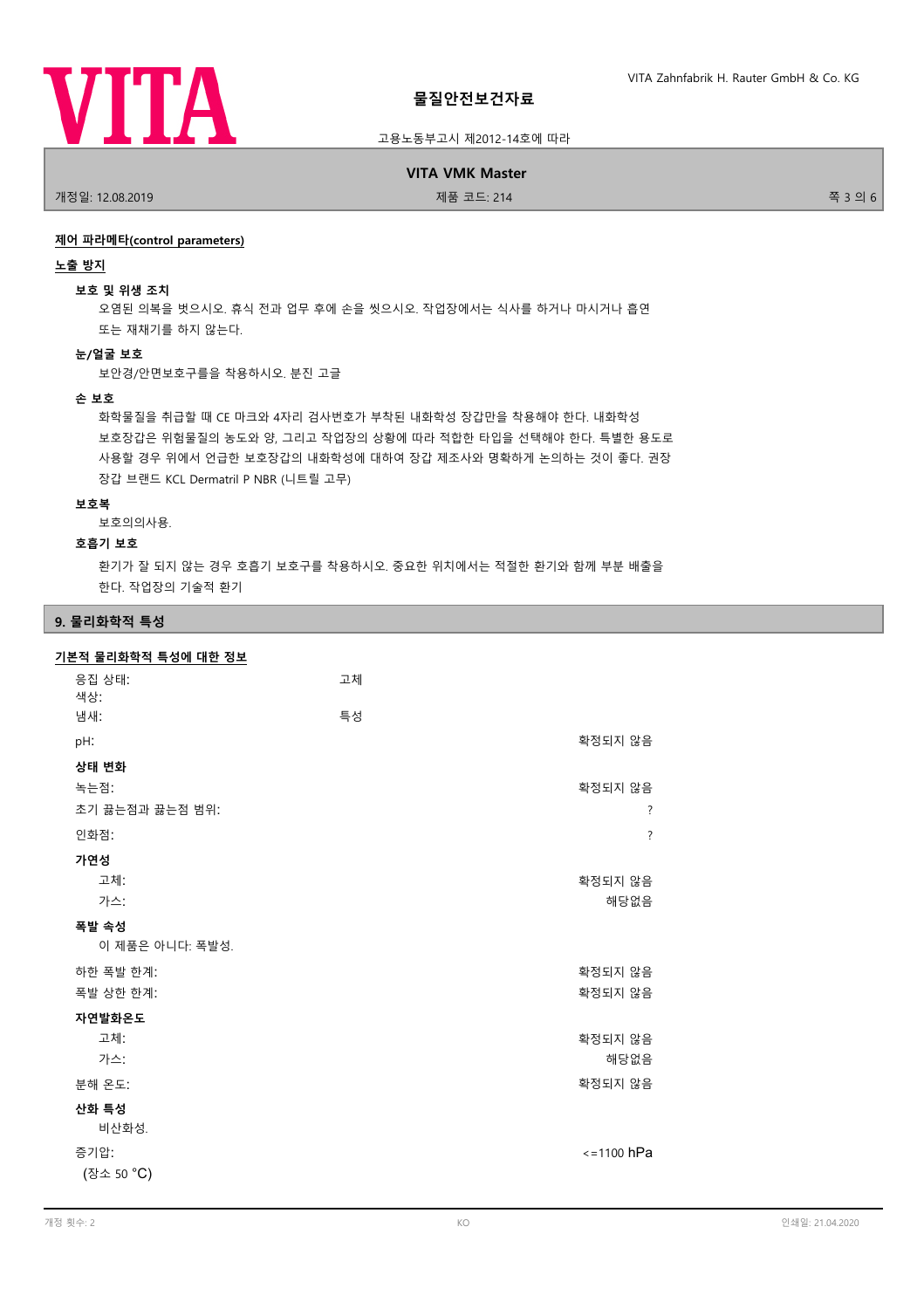**제어 파라메타(control parameters)**

**노출 방지**

**보호 및 위생 조치**

오염된 의복을 벗으시오. 휴식 전과 업무 후에 손을 씻으시오. 작업장에서는 식사를 하거나 마시거나 흡연 또는 재채기를 하지 않는다.

**눈/얼굴 보호**

보안경/안면보호구를을 착용하시오. 분진 고글

**손 보호**

화학물질을 취급할 때 CE 마크와 4자리 검사번호가 부착된 내화학성 장갑만을 착용해야 한다. 내화학성 보호장갑은 위험물질의 농도와 양, 그리고 작업장의 상황에 따라 적합한 타입을 선택해야 한다. 특별한 용도로 사용할 경우 위에서 언급한 보호장갑의 내화학성에 대하여 장갑 제조사와 명확하게 논의하는 것이 좋다. 권장 장갑 브랜드 KCL Dermatril P NBR (니트릴 고무)

**보호복**

보호의의사용.

**호흡기 보호**

환기가 잘 되지 않는 경우 호흡기 보호구를 착용하시오. 중요한 위치에서는 적절한 환기와 함께 부분 배출을 한다. 작업장의 기술적 환기

## 9. 물리화학적 특성

**기본적 물리화학적 특성에 대한 정보**

| | | |
|---|---|---|
| 응집 상태: | 고체 | |
| 색상: | | |
| 냄새: | 특성 | |
| pH: | | 확정되지 않음 |
| **상태 변화** | | |
| 녹는점: | | 확정되지 않음 |
| 초기 끓는점과 끓는점 범위: | | ? |
| 인화점: | | ? |
| **가연성** | | |
| 고체: | | 확정되지 않음 |
| 가스: | | 해당없음 |
| **폭발 속성** | | |
| 이 제품은 아니다: 폭발성. | | |
| 하한 폭발 한계: | | 확정되지 않음 |
| 폭발 상한 한계: | | 확정되지 않음 |
| **자연발화온도** | | |
| 고체: | | 확정되지 않음 |
| 가스: | | 해당없음 |
| 분해 온도: | | 확정되지 않음 |
| **산화 특성** | | |
| 비산화성. | | |
| 증기압: (장소 50 °C) | | <=1100 hPa |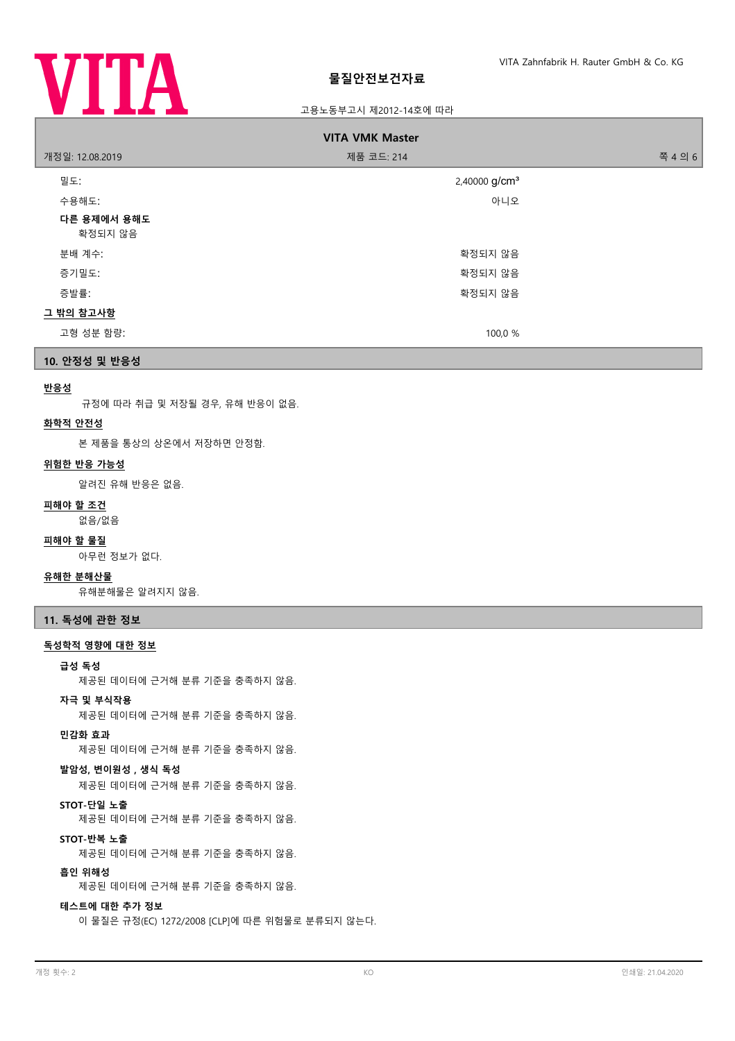| | |
|---|---|
| 밀도: | 2,40000 g/cm³ |
| 수용해도: | 아니오 |

**다른 용제에서 용해도**

확정되지 않음

| | |
|---|---|
| 분배 계수: | 확정되지 않음 |
| 증기밀도: | 확정되지 않음 |
| 증발률: | 확정되지 않음 |

**그 밖의 참고사항**

| | |
|---|---|
| 고형 성분 함량: | 100,0 % |

## 10. 안정성 및 반응성

**반응성**

규정에 따라 취급 및 저장될 경우, 유해 반응이 없음.

**화학적 안전성**

본 제품을 통상의 상온에서 저장하면 안정함.

**위험한 반응 가능성**

알려진 유해 반응은 없음.

**피해야 할 조건**

없음/없음

**피해야 할 물질**

아무런 정보가 없다.

**유해한 분해산물**

유해분해물은 알려지지 않음.

## 11. 독성에 관한 정보

**독성학적 영향에 대한 정보**

**급성 독성**

제공된 데이터에 근거해 분류 기준을 충족하지 않음.

**자극 및 부식작용**

제공된 데이터에 근거해 분류 기준을 충족하지 않음.

**민감화 효과**

제공된 데이터에 근거해 분류 기준을 충족하지 않음.

**발암성, 변이원성 , 생식 독성**

제공된 데이터에 근거해 분류 기준을 충족하지 않음.

**STOT-단일 노출**

제공된 데이터에 근거해 분류 기준을 충족하지 않음.

**STOT-반복 노출**

제공된 데이터에 근거해 분류 기준을 충족하지 않음.

**흡인 위해성**

제공된 데이터에 근거해 분류 기준을 충족하지 않음.

**테스트에 대한 추가 정보**

이 물질은 규정(EC) 1272/2008 [CLP]에 따른 위험물로 분류되지 않는다.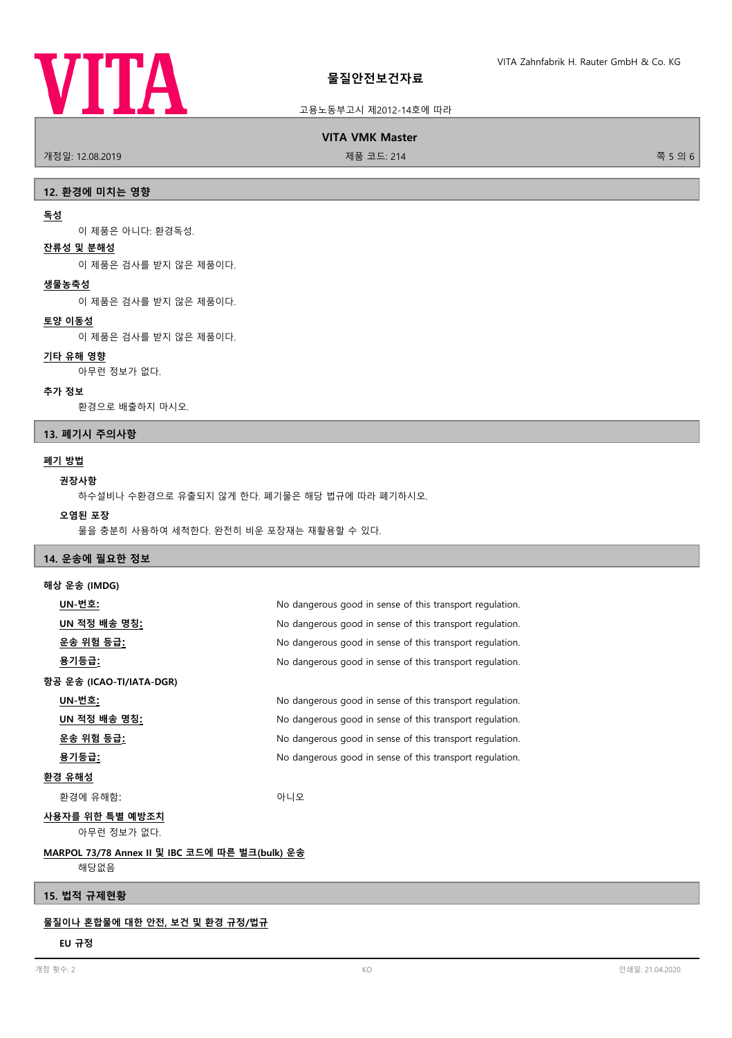## 12. 환경에 미치는 영향

**독성**

이 제품은 아니다: 환경독성.

**잔류성 및 분해성**

이 제품은 검사를 받지 않은 제품이다.

**생물농축성**

이 제품은 검사를 받지 않은 제품이다.

**토양 이동성**

이 제품은 검사를 받지 않은 제품이다.

**기타 유해 영향**

아무런 정보가 없다.

**추가 정보**

환경으로 배출하지 마시오.

## 13. 폐기시 주의사항

**폐기 방법**

**권장사항**

하수설비나 수환경으로 유출되지 않게 한다. 폐기물은 해당 법규에 따라 폐기하시오.

**오염된 포장**

물을 충분히 사용하여 세척한다. 완전히 비운 포장재는 재활용할 수 있다.

## 14. 운송에 필요한 정보

**해상 운송 (IMDG)**

| | |
|---|---|
| **UN-번호:** | No dangerous good in sense of this transport regulation. |
| **UN 적정 배송 명칭:** | No dangerous good in sense of this transport regulation. |
| **운송 위험 등급:** | No dangerous good in sense of this transport regulation. |
| **용기등급:** | No dangerous good in sense of this transport regulation. |

**항공 운송 (ICAO-TI/IATA-DGR)**

| | |
|---|---|
| **UN-번호:** | No dangerous good in sense of this transport regulation. |
| **UN 적정 배송 명칭:** | No dangerous good in sense of this transport regulation. |
| **운송 위험 등급:** | No dangerous good in sense of this transport regulation. |
| **용기등급:** | No dangerous good in sense of this transport regulation. |

**환경 유해성**

| | |
|---|---|
| 환경에 유해함: | 아니오 |

**사용자를 위한 특별 예방조치**

아무런 정보가 없다.

**MARPOL 73/78 Annex II 및 IBC 코드에 따른 벌크(bulk) 운송**

해당없음

## 15. 법적 규제현황

**물질이나 혼합물에 대한 안전, 보건 및 환경 규정/법규**

**EU 규정**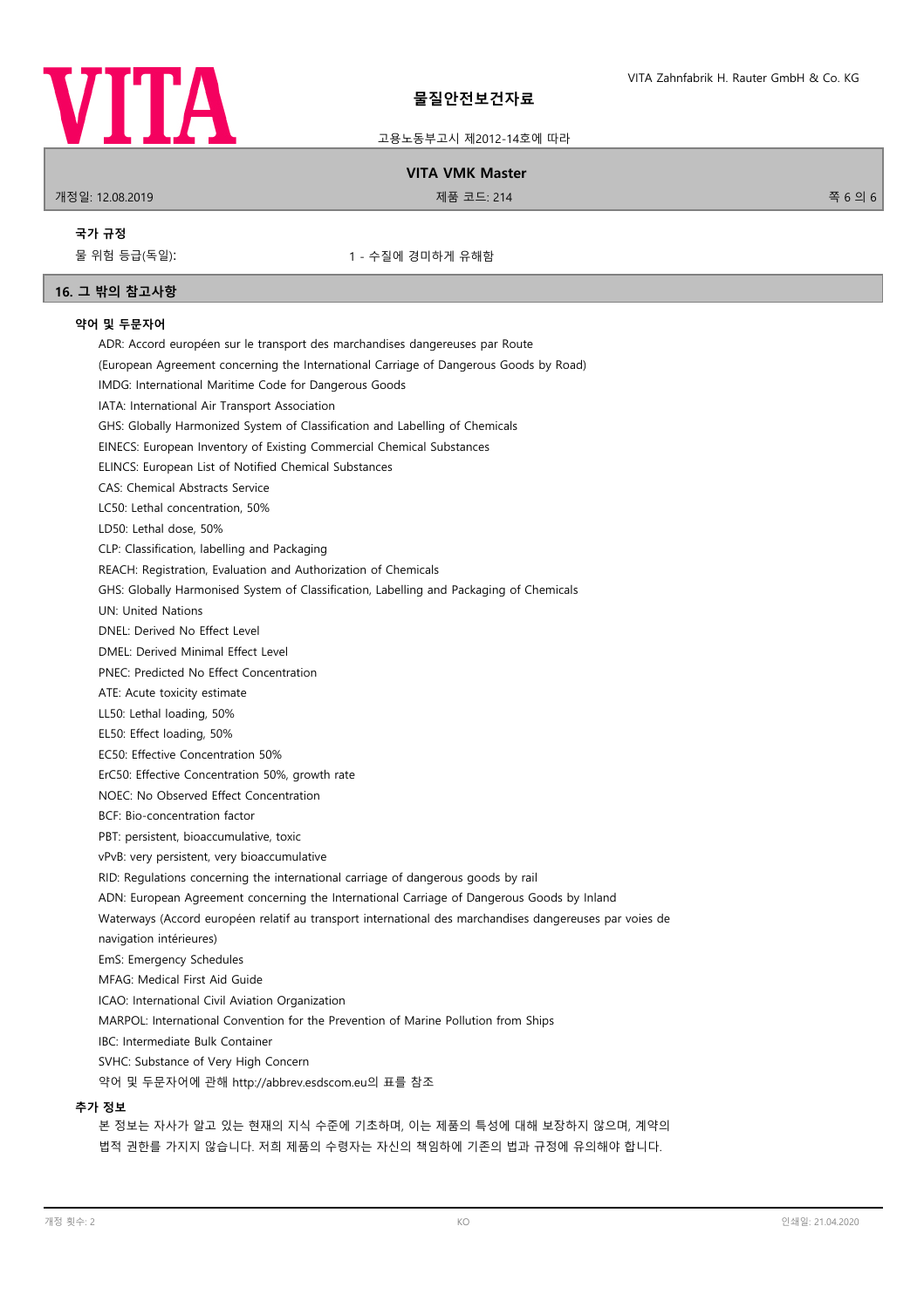**국가 규정**

물 위험 등급(독일): 1 - 수질에 경미하게 유해함

## 16. 그 밖의 참고사항

**약어 및 두문자어**

ADR: Accord européen sur le transport des marchandises dangereuses par Route
(European Agreement concerning the International Carriage of Dangerous Goods by Road)
IMDG: International Maritime Code for Dangerous Goods
IATA: International Air Transport Association
GHS: Globally Harmonized System of Classification and Labelling of Chemicals
EINECS: European Inventory of Existing Commercial Chemical Substances
ELINCS: European List of Notified Chemical Substances
CAS: Chemical Abstracts Service
LC50: Lethal concentration, 50%
LD50: Lethal dose, 50%
CLP: Classification, labelling and Packaging
REACH: Registration, Evaluation and Authorization of Chemicals
GHS: Globally Harmonised System of Classification, Labelling and Packaging of Chemicals
UN: United Nations
DNEL: Derived No Effect Level
DMEL: Derived Minimal Effect Level
PNEC: Predicted No Effect Concentration
ATE: Acute toxicity estimate
LL50: Lethal loading, 50%
EL50: Effect loading, 50%
EC50: Effective Concentration 50%
ErC50: Effective Concentration 50%, growth rate
NOEC: No Observed Effect Concentration
BCF: Bio-concentration factor
PBT: persistent, bioaccumulative, toxic
vPvB: very persistent, very bioaccumulative
RID: Regulations concerning the international carriage of dangerous goods by rail
ADN: European Agreement concerning the International Carriage of Dangerous Goods by Inland Waterways (Accord européen relatif au transport international des marchandises dangereuses par voies de navigation intérieures)
EmS: Emergency Schedules
MFAG: Medical First Aid Guide
ICAO: International Civil Aviation Organization
MARPOL: International Convention for the Prevention of Marine Pollution from Ships
IBC: Intermediate Bulk Container
SVHC: Substance of Very High Concern
약어 및 두문자어에 관해 http://abbrev.esdscom.eu의 표를 참조

**추가 정보**

본 정보는 자사가 알고 있는 현재의 지식 수준에 기초하며, 이는 제품의 특성에 대해 보장하지 않으며, 계약의 법적 권한를 가지지 않습니다. 저희 제품의 수령자는 자신의 책임하에 기존의 법과 규정에 유의해야 합니다.